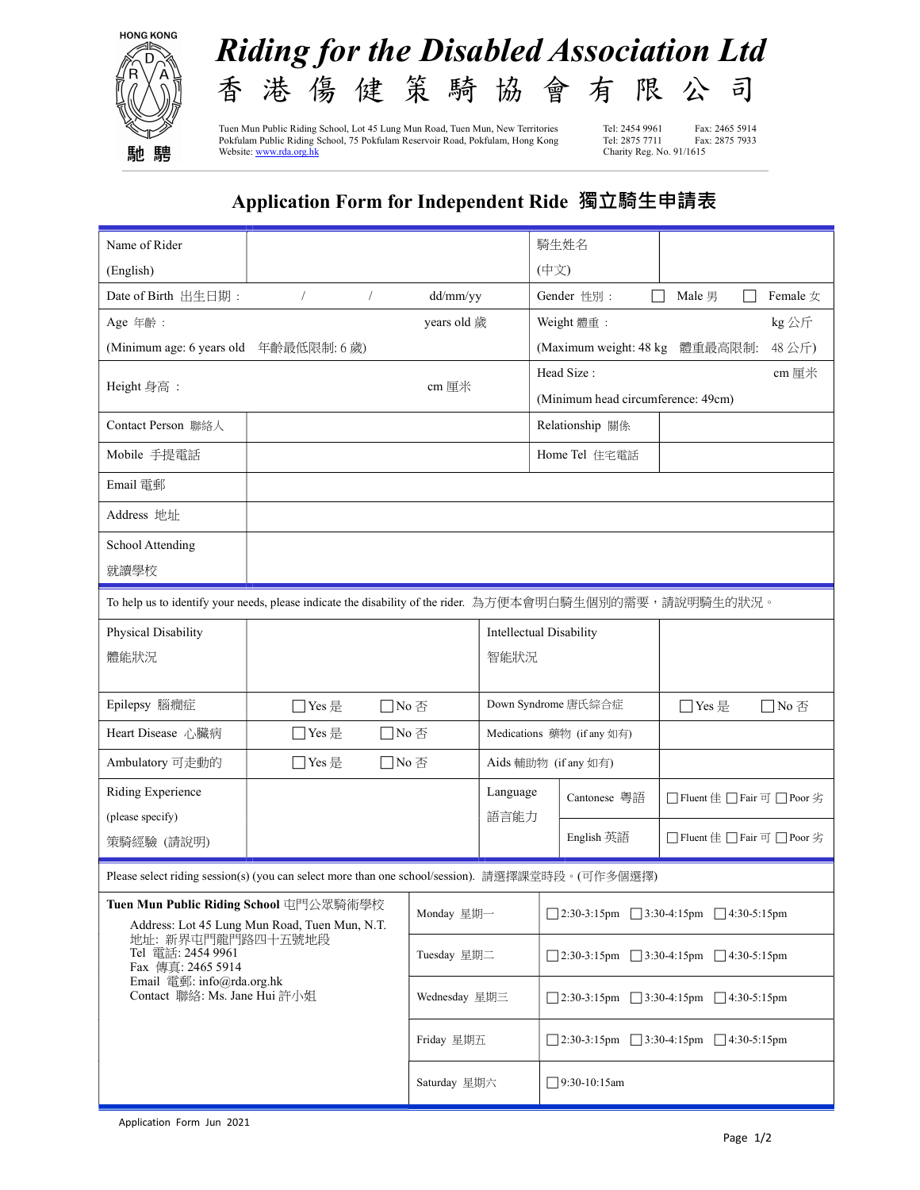HONG KONG R D A 馳騁

# Riding for the Disabled Association Ltd
# 香 港 傷 健 策 騎 協 會 有 限 公 司

Tuen Mun Public Riding School, Lot 45 Lung Mun Road, Tuen Mun, New Territories — Tel: 2454 9961 Fax: 2465 5914
Pokfulam Public Riding School, 75 Pokfulam Reservoir Road, Pokfulam, Hong Kong — Tel: 2875 7711 Fax: 2875 7933
Website: www.rda.org.hk — Charity Reg. No. 91/1615

## Application Form for Independent Ride 獨立騎生申請表

| | | | |
|---|---|---|---|
| Name of Rider (English) | | 騎生姓名 (中文) | |
| Date of Birth 出生日期： | / / dd/mm/yy | Gender 性別： | ☐ Male 男 ☐ Female 女 |
| Age 年齡： years old 歲 (Minimum age: 6 years old 年齡最低限制: 6 歲) | | Weight 體重： kg 公斤 (Maximum weight: 48 kg 體重最高限制: 48 公斤) | |
| Height 身高： | cm 厘米 | Head Size： cm 厘米 (Minimum head circumference: 49cm) | |
| Contact Person 聯絡人 | | Relationship 關係 | |
| Mobile 手提電話 | | Home Tel 住宅電話 | |
| Email 電郵 | | | |
| Address 地址 | | | |
| School Attending 就讀學校 | | | |

To help us to identify your needs, please indicate the disability of the rider. 為方便本會明白騎生個別的需要，請說明騎生的狀況。

| | | | |
|---|---|---|---|
| Physical Disability 體能狀況 | | Intellectual Disability 智能狀況 | |
| Epilepsy 腦癇症 | ☐Yes 是 ☐No 否 | Down Syndrome 唐氏綜合症 | ☐Yes 是 ☐No 否 |
| Heart Disease 心臟病 | ☐Yes 是 ☐No 否 | Medications 藥物 (if any 如有) | |
| Ambulatory 可走動的 | ☐Yes 是 ☐No 否 | Aids 輔助物 (if any 如有) | |
| Riding Experience (please specify) 策騎經驗 (請說明) | | Language 語言能力 — Cantonese 粵語 | ☐Fluent 佳 ☐Fair 可 ☐Poor 劣 |
| | | Language 語言能力 — English 英語 | ☐Fluent 佳 ☐Fair 可 ☐Poor 劣 |

Please select riding session(s) (you can select more than one school/session). 請選擇課堂時段。(可作多個選擇)

| School | Day | Sessions |
|---|---|---|
| **Tuen Mun Public Riding School** 屯門公眾騎術學校<br>Address: Lot 45 Lung Mun Road, Tuen Mun, N.T.<br>地址: 新界屯門龍門路四十五號地段<br>Tel 電話: 2454 9961<br>Fax 傳真: 2465 5914<br>Email 電郵: info@rda.org.hk<br>Contact 聯絡: Ms. Jane Hui 許小姐 | Monday 星期一 | ☐2:30-3:15pm ☐3:30-4:15pm ☐4:30-5:15pm |
| | Tuesday 星期二 | ☐2:30-3:15pm ☐3:30-4:15pm ☐4:30-5:15pm |
| | Wednesday 星期三 | ☐2:30-3:15pm ☐3:30-4:15pm ☐4:30-5:15pm |
| | Friday 星期五 | ☐2:30-3:15pm ☐3:30-4:15pm ☐4:30-5:15pm |
| | Saturday 星期六 | ☐9:30-10:15am |

Application Form Jun 2021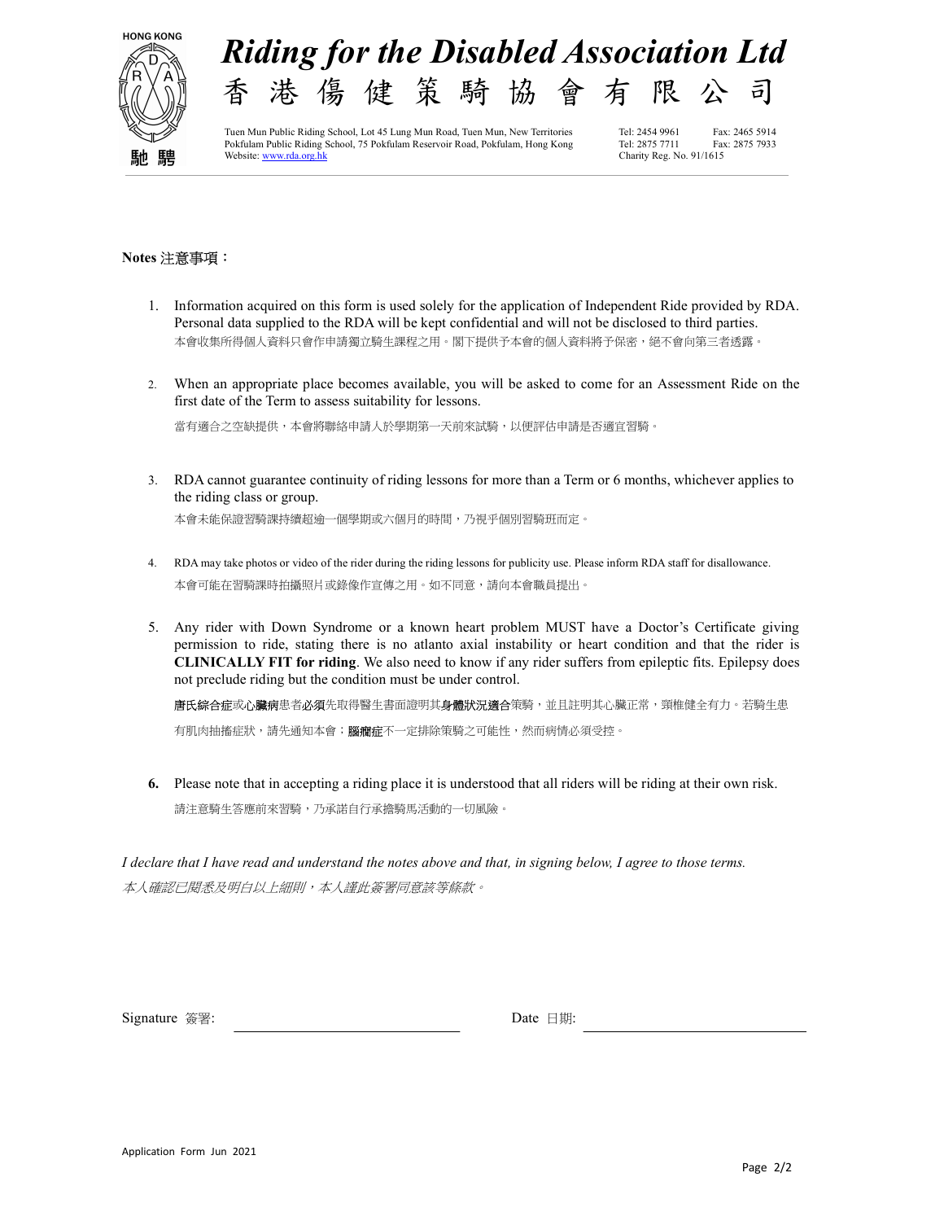# Riding for the Disabled Association Ltd
# 香 港 傷 健 策 騎 協 會 有 限 公 司

Tuen Mun Public Riding School, Lot 45 Lung Mun Road, Tuen Mun, New Territories
Pokfulam Public Riding School, 75 Pokfulam Reservoir Road, Pokfulam, Hong Kong
Website: www.rda.org.hk

Tel: 2454 9961 Fax: 2465 5914
Tel: 2875 7711 Fax: 2875 7933
Charity Reg. No. 91/1615

**Notes** 注意事項：

1. Information acquired on this form is used solely for the application of Independent Ride provided by RDA. Personal data supplied to the RDA will be kept confidential and will not be disclosed to third parties.
   本會收集所得個人資料只會作申請獨立騎生課程之用。閣下提供予本會的個人資料將予保密，絕不會向第三者透露。

2. When an appropriate place becomes available, you will be asked to come for an Assessment Ride on the first date of the Term to assess suitability for lessons.
   當有適合之空缺提供，本會將聯絡申請人於學期第一天前來試騎，以便評估申請是否適宜習騎。

3. RDA cannot guarantee continuity of riding lessons for more than a Term or 6 months, whichever applies to the riding class or group.
   本會未能保證習騎課持續超逾一個學期或六個月的時間，乃視乎個別習騎班而定。

4. RDA may take photos or video of the rider during the riding lessons for publicity use. Please inform RDA staff for disallowance.
   本會可能在習騎課時拍攝照片或錄像作宣傳之用。如不同意，請向本會職員提出。

5. Any rider with Down Syndrome or a known heart problem MUST have a Doctor's Certificate giving permission to ride, stating there is no atlanto axial instability or heart condition and that the rider is **CLINICALLY FIT for riding**. We also need to know if any rider suffers from epileptic fits. Epilepsy does not preclude riding but the condition must be under control.
   **唐氏綜合症**或**心臟病**患者**必須**先取得醫生書面證明其**身體狀況適合**策騎，並且註明其心臟正常，頸椎健全有力。若騎生患有肌肉抽搐症狀，請先通知本會；**腦癇症**不一定排除策騎之可能性，然而病情必須受控。

6. Please note that in accepting a riding place it is understood that all riders will be riding at their own risk.
   請注意騎生答應前來習騎，乃承諾自行承擔騎馬活動的一切風險。

*I declare that I have read and understand the notes above and that, in signing below, I agree to those terms.*
*本人確認已閱悉及明白以上細則，本人謹此簽署同意該等條款。*

Signature 簽署: ____________________ Date 日期: ____________________

Application Form Jun 2021